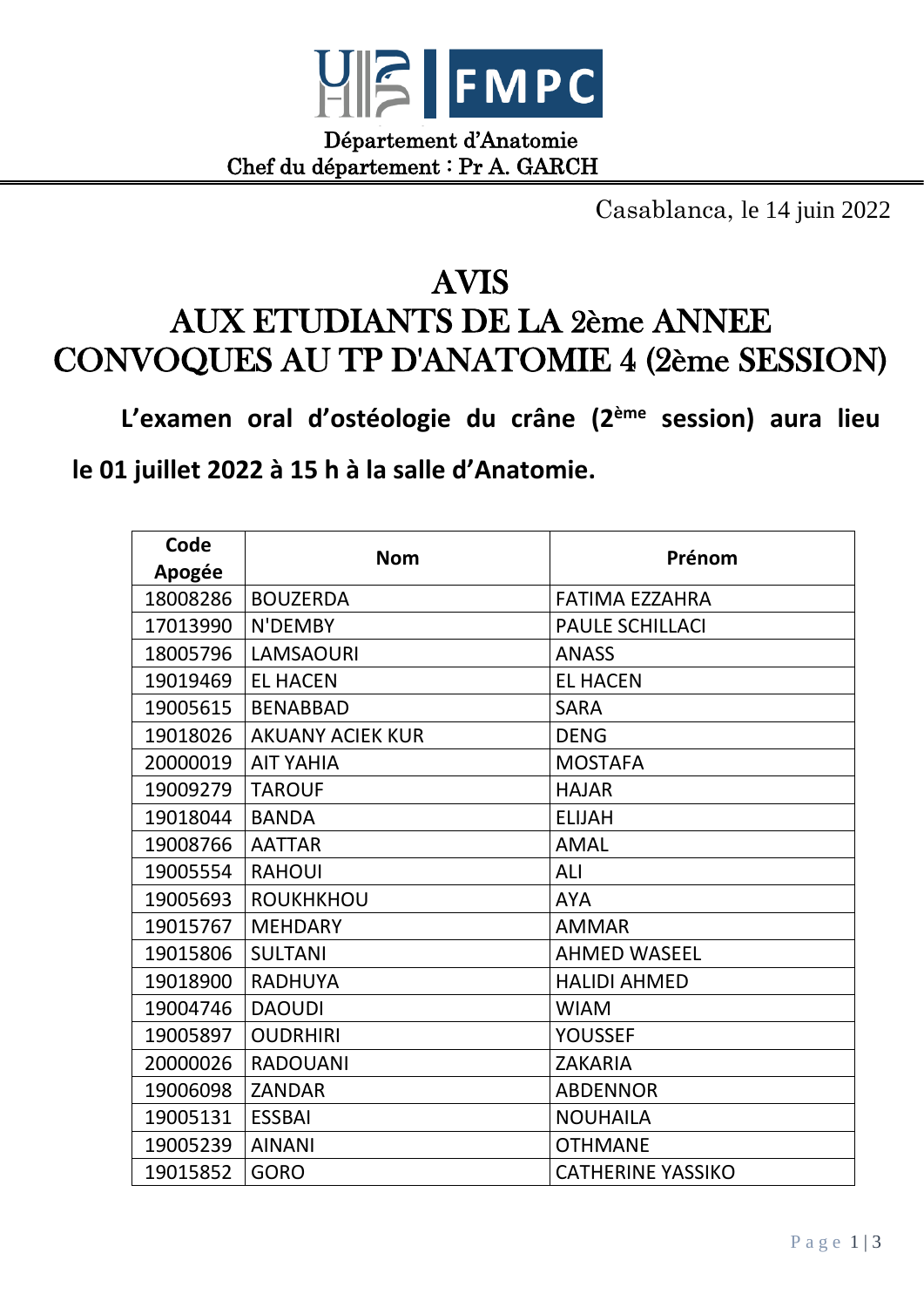FMPC

Département d'Anatomie
Chef du département : Pr A. GARCH

Casablanca, le 14 juin 2022

# AVIS
# AUX ETUDIANTS DE LA 2ème ANNEE CONVOQUES AU TP D'ANATOMIE 4 (2ème SESSION)

**L'examen oral d'ostéologie du crâne (2ème session) aura lieu le 01 juillet 2022 à 15 h à la salle d'Anatomie.**

| Code Apogée | Nom | Prénom |
|---|---|---|
| 18008286 | BOUZERDA | FATIMA EZZAHRA |
| 17013990 | N'DEMBY | PAULE SCHILLACI |
| 18005796 | LAMSAOURI | ANASS |
| 19019469 | EL HACEN | EL HACEN |
| 19005615 | BENABBAD | SARA |
| 19018026 | AKUANY ACIEK KUR | DENG |
| 20000019 | AIT YAHIA | MOSTAFA |
| 19009279 | TAROUF | HAJAR |
| 19018044 | BANDA | ELIJAH |
| 19008766 | AATTAR | AMAL |
| 19005554 | RAHOUI | ALI |
| 19005693 | ROUKHKHOU | AYA |
| 19015767 | MEHDARY | AMMAR |
| 19015806 | SULTANI | AHMED WASEEL |
| 19018900 | RADHUYA | HALIDI AHMED |
| 19004746 | DAOUDI | WIAM |
| 19005897 | OUDRHIRI | YOUSSEF |
| 20000026 | RADOUANI | ZAKARIA |
| 19006098 | ZANDAR | ABDENNOR |
| 19005131 | ESSBAI | NOUHAILA |
| 19005239 | AINANI | OTHMANE |
| 19015852 | GORO | CATHERINE YASSIKO |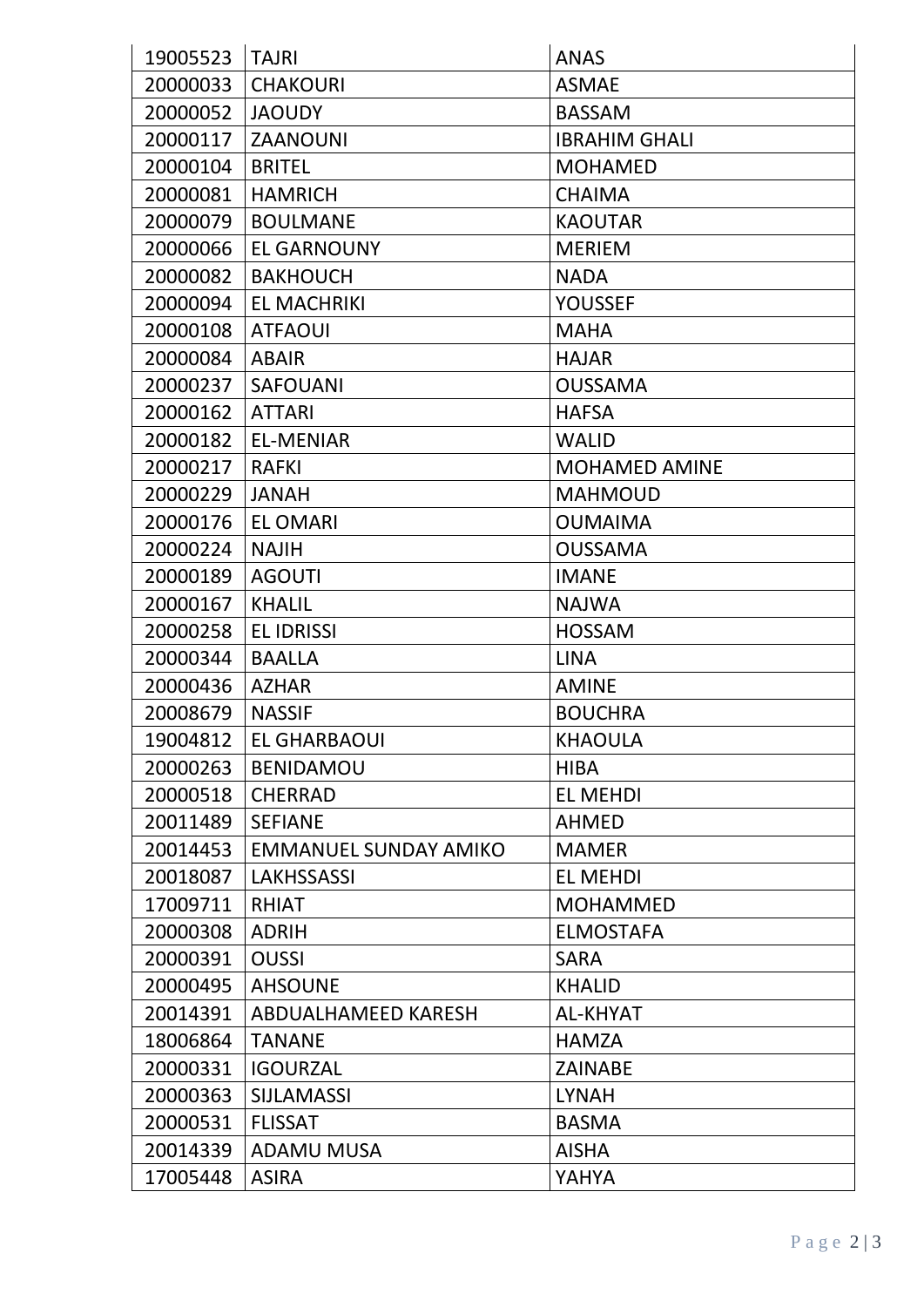| 19005523 | TAJRI | ANAS |
|---|---|---|
| 20000033 | CHAKOURI | ASMAE |
| 20000052 | JAOUDY | BASSAM |
| 20000117 | ZAANOUNI | IBRAHIM GHALI |
| 20000104 | BRITEL | MOHAMED |
| 20000081 | HAMRICH | CHAIMA |
| 20000079 | BOULMANE | KAOUTAR |
| 20000066 | EL GARNOUNY | MERIEM |
| 20000082 | BAKHOUCH | NADA |
| 20000094 | EL MACHRIKI | YOUSSEF |
| 20000108 | ATFAOUI | MAHA |
| 20000084 | ABAIR | HAJAR |
| 20000237 | SAFOUANI | OUSSAMA |
| 20000162 | ATTARI | HAFSA |
| 20000182 | EL-MENIAR | WALID |
| 20000217 | RAFKI | MOHAMED AMINE |
| 20000229 | JANAH | MAHMOUD |
| 20000176 | EL OMARI | OUMAIMA |
| 20000224 | NAJIH | OUSSAMA |
| 20000189 | AGOUTI | IMANE |
| 20000167 | KHALIL | NAJWA |
| 20000258 | EL IDRISSI | HOSSAM |
| 20000344 | BAALLA | LINA |
| 20000436 | AZHAR | AMINE |
| 20008679 | NASSIF | BOUCHRA |
| 19004812 | EL GHARBAOUI | KHAOULA |
| 20000263 | BENIDAMOU | HIBA |
| 20000518 | CHERRAD | EL MEHDI |
| 20011489 | SEFIANE | AHMED |
| 20014453 | EMMANUEL SUNDAY AMIKO | MAMER |
| 20018087 | LAKHSSASSI | EL MEHDI |
| 17009711 | RHIAT | MOHAMMED |
| 20000308 | ADRIH | ELMOSTAFA |
| 20000391 | OUSSI | SARA |
| 20000495 | AHSOUNE | KHALID |
| 20014391 | ABDUALHAMEED KARESH | AL-KHYAT |
| 18006864 | TANANE | HAMZA |
| 20000331 | IGOURZAL | ZAINABE |
| 20000363 | SIJLAMASSI | LYNAH |
| 20000531 | FLISSAT | BASMA |
| 20014339 | ADAMU MUSA | AISHA |
| 17005448 | ASIRA | YAHYA |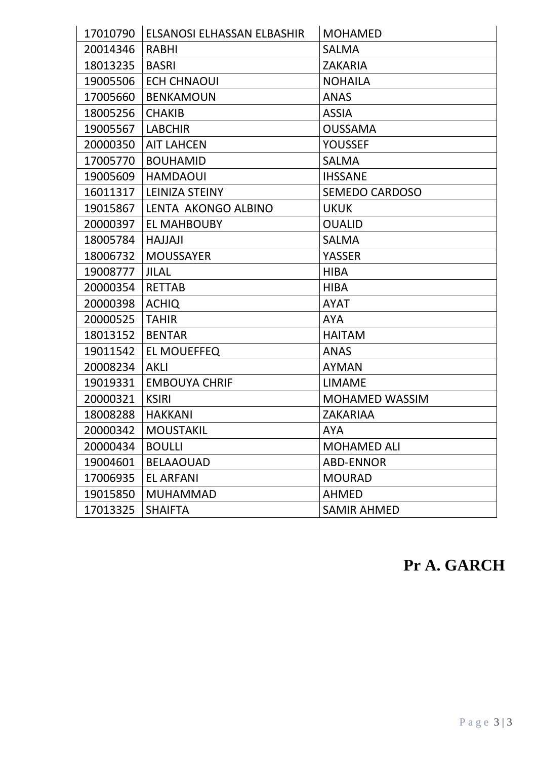| 17010790 | ELSANOSI ELHASSAN ELBASHIR | MOHAMED |
|---|---|---|
| 20014346 | RABHI | SALMA |
| 18013235 | BASRI | ZAKARIA |
| 19005506 | ECH CHNAOUI | NOHAILA |
| 17005660 | BENKAMOUN | ANAS |
| 18005256 | CHAKIB | ASSIA |
| 19005567 | LABCHIR | OUSSAMA |
| 20000350 | AIT LAHCEN | YOUSSEF |
| 17005770 | BOUHAMID | SALMA |
| 19005609 | HAMDAOUI | IHSSANE |
| 16011317 | LEINIZA STEINY | SEMEDO CARDOSO |
| 19015867 | LENTA AKONGO ALBINO | UKUK |
| 20000397 | EL MAHBOUBY | OUALID |
| 18005784 | HAJJAJI | SALMA |
| 18006732 | MOUSSAYER | YASSER |
| 19008777 | JILAL | HIBA |
| 20000354 | RETTAB | HIBA |
| 20000398 | ACHIQ | AYAT |
| 20000525 | TAHIR | AYA |
| 18013152 | BENTAR | HAITAM |
| 19011542 | EL MOUEFFEQ | ANAS |
| 20008234 | AKLI | AYMAN |
| 19019331 | EMBOUYA CHRIF | LIMAME |
| 20000321 | KSIRI | MOHAMED WASSIM |
| 18008288 | HAKKANI | ZAKARIAA |
| 20000342 | MOUSTAKIL | AYA |
| 20000434 | BOULLI | MOHAMED ALI |
| 19004601 | BELAAOUAD | ABD-ENNOR |
| 17006935 | EL ARFANI | MOURAD |
| 19015850 | MUHAMMAD | AHMED |
| 17013325 | SHAIFTA | SAMIR AHMED |

**Pr A. GARCH**